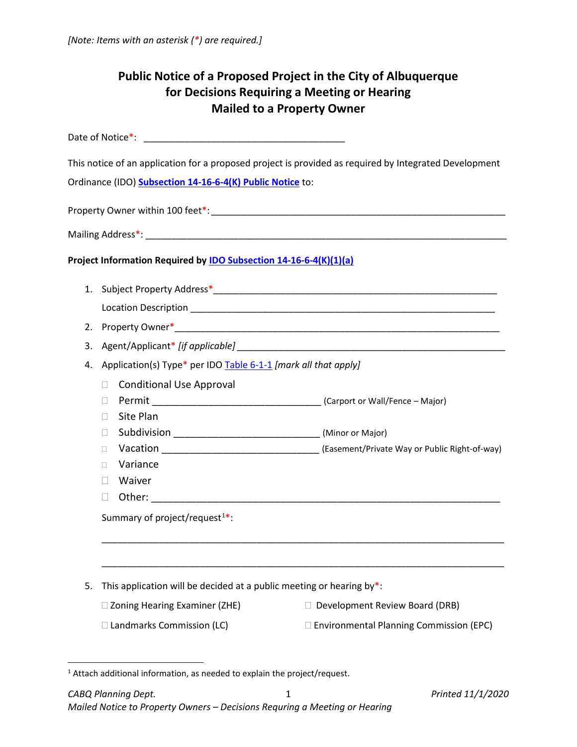*[Note: Items with an asterisk (*) are required.]*

# Public Notice of a Proposed Project in the City of Albuquerque for Decisions Requiring a Meeting or Hearing Mailed to a Property Owner

Date of Notice*: ______________________________________

This notice of an application for a proposed project is provided as required by Integrated Development Ordinance (IDO) **Subsection 14-16-6-4(K) Public Notice** to:

Property Owner within 100 feet*: ______________________________________________________

Mailing Address*: ____________________________________________________________________

**Project Information Required by IDO Subsection 14-16-6-4(K)(1)(a)**

1. Subject Property Address* ______________________________________________________

   Location Description ___________________________________________________________

2. Property Owner* ______________________________________________________________

3. Agent/Applicant* *[if applicable]* ______________________________________________________

4. Application(s) Type* per IDO Table 6-1-1 *[mark all that apply]*

   - ☐ Conditional Use Approval
   - ☐ Permit _______________________________ (Carport or Wall/Fence – Major)
   - ☐ Site Plan
   - ☐ Subdivision ___________________________ (Minor or Major)
   - ☐ Vacation _____________________________ (Easement/Private Way or Public Right-of-way)
   - ☐ Variance
   - ☐ Waiver
   - ☐ Other: ______________________________________________________________

   Summary of project/request[1]*:

   ____________________________________________________________________________

   ____________________________________________________________________________

5. This application will be decided at a public meeting or hearing by*:

   - ☐ Zoning Hearing Examiner (ZHE)
   - ☐ Development Review Board (DRB)
   - ☐ Landmarks Commission (LC)
   - ☐ Environmental Planning Commission (EPC)

---

[1] Attach additional information, as needed to explain the project/request.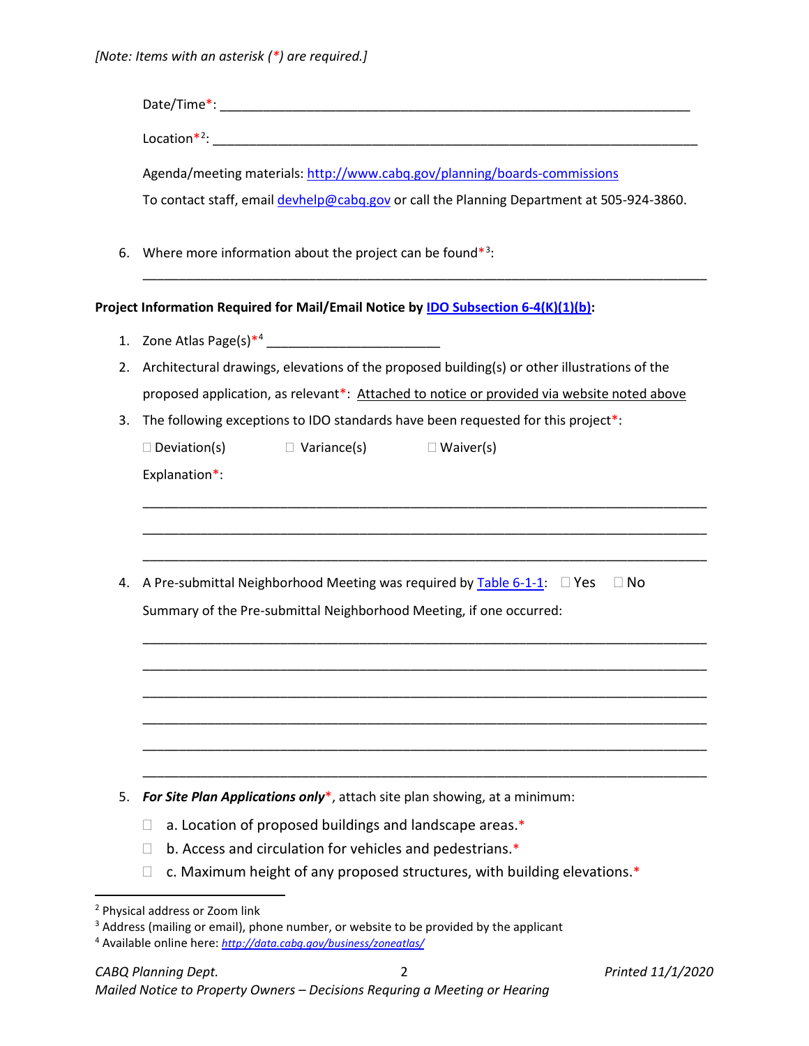*[Note: Items with an asterisk (*) are required.]*

Date/Time*: ___________________________________________________________________

Location*[2]: ___________________________________________________________________

Agenda/meeting materials: [http://www.cabq.gov/planning/boards-commissions](http://www.cabq.gov/planning/boards-commissions)

To contact staff, email [devhelp@cabq.gov](mailto:devhelp@cabq.gov) or call the Planning Department at 505-924-3860.

6. Where more information about the project can be found*[3]:

___________________________________________________________________________

**Project Information Required for Mail/Email Notice by [IDO Subsection 6-4(K)(1)(b)](#):**

1. Zone Atlas Page(s)*[4] ________________________
2. Architectural drawings, elevations of the proposed building(s) or other illustrations of the proposed application, as relevant*: Attached to notice or provided via website noted above
3. The following exceptions to IDO standards have been requested for this project*:

   ☐ Deviation(s) ☐ Variance(s) ☐ Waiver(s)

   Explanation*:

   ___________________________________________________________________________

   ___________________________________________________________________________

   ___________________________________________________________________________

4. A Pre-submittal Neighborhood Meeting was required by [Table 6-1-1](#): ☐ Yes ☐ No

   Summary of the Pre-submittal Neighborhood Meeting, if one occurred:

   ___________________________________________________________________________

   ___________________________________________________________________________

   ___________________________________________________________________________

   ___________________________________________________________________________

   ___________________________________________________________________________

   ___________________________________________________________________________

5. ***For Site Plan Applications only****, attach site plan showing, at a minimum:

   ☐ a. Location of proposed buildings and landscape areas.*

   ☐ b. Access and circulation for vehicles and pedestrians.*

   ☐ c. Maximum height of any proposed structures, with building elevations.*

---

[2] Physical address or Zoom link

[3] Address (mailing or email), phone number, or website to be provided by the applicant

[4] Available online here: [*http://data.cabq.gov/business/zoneatlas/*](http://data.cabq.gov/business/zoneatlas/)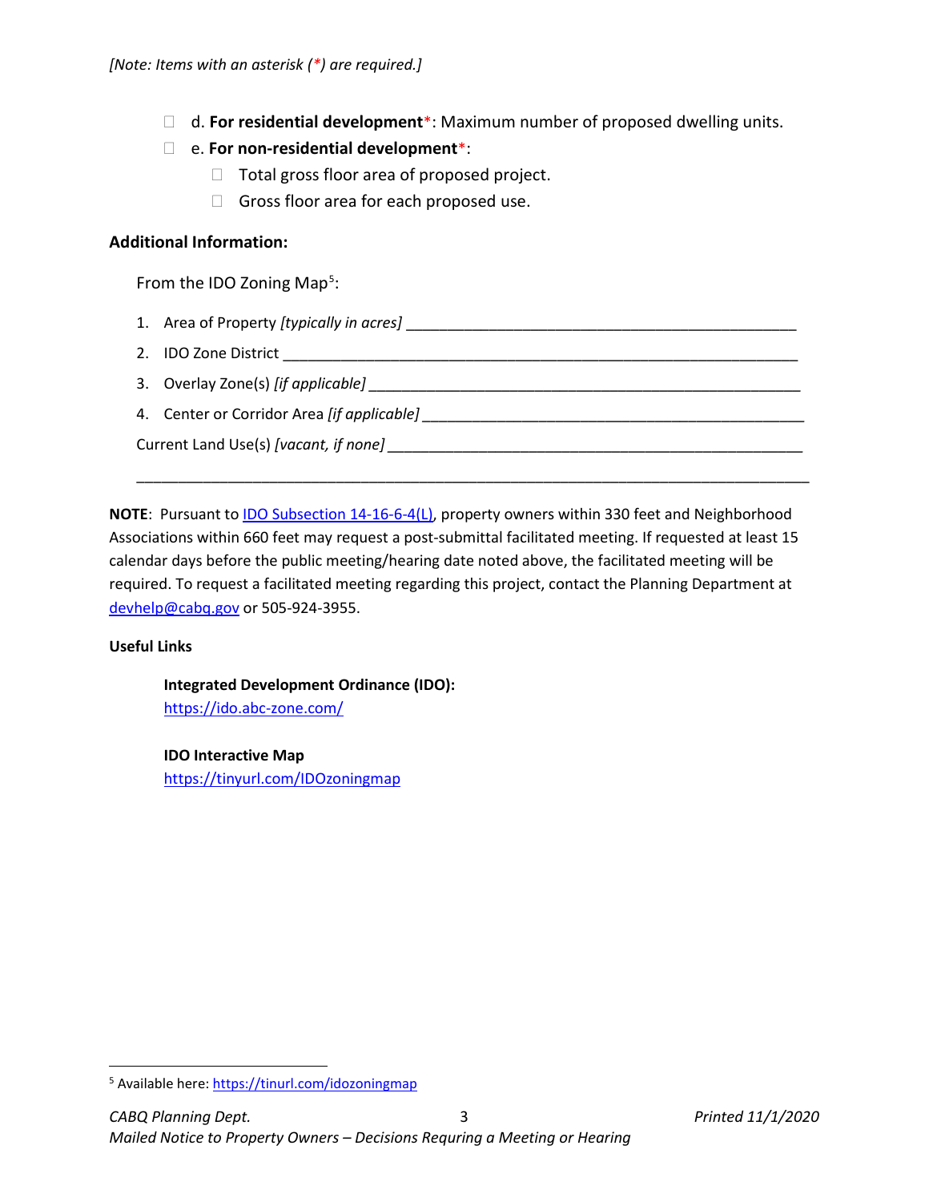*[Note: Items with an asterisk (*) are required.]*

- ☐ d. **For residential development***: Maximum number of proposed dwelling units.
- ☐ e. **For non-residential development***:
  - ☐ Total gross floor area of proposed project.
  - ☐ Gross floor area for each proposed use.

**Additional Information:**

From the IDO Zoning Map[5]:

1. Area of Property *[typically in acres]* ________________________________________________
2. IDO Zone District ________________________________________________________________
3. Overlay Zone(s) *[if applicable]* ____________________________________________________
4. Center or Corridor Area *[if applicable]* _______________________________________________

Current Land Use(s) *[vacant, if none]* __________________________________________________

______________________________________________________________________________

**NOTE**: Pursuant to IDO Subsection 14-16-6-4(L), property owners within 330 feet and Neighborhood Associations within 660 feet may request a post-submittal facilitated meeting. If requested at least 15 calendar days before the public meeting/hearing date noted above, the facilitated meeting will be required. To request a facilitated meeting regarding this project, contact the Planning Department at devhelp@cabq.gov or 505-924-3955.

**Useful Links**

**Integrated Development Ordinance (IDO):**
https://ido.abc-zone.com/

**IDO Interactive Map**
https://tinyurl.com/IDOzoningmap

---

[5] Available here: https://tinurl.com/idozoningmap